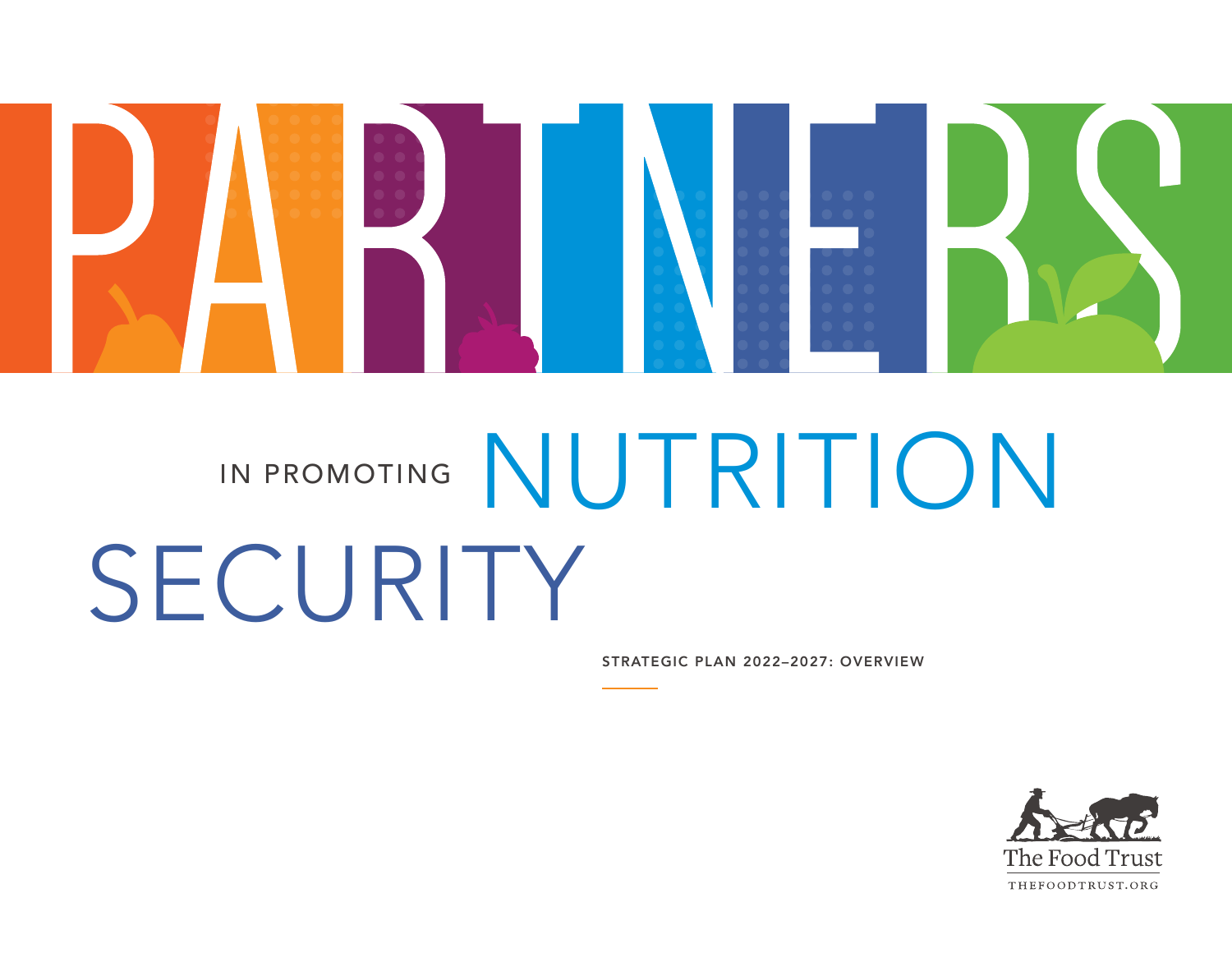# PARTNERS

## IN PROMOTING NUTRITION SECURITY

STRATEGIC PLAN 2022–2027: OVERVIEW

The Food Trust

THEFOODTRUST.ORG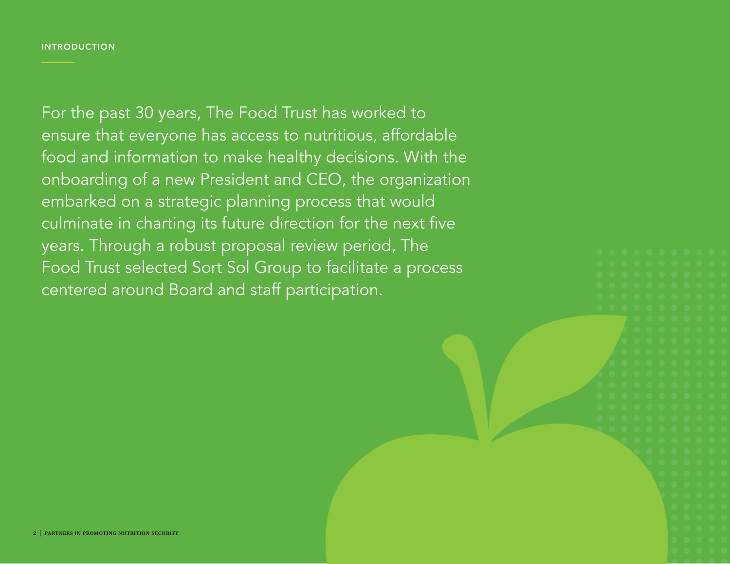## INTRODUCTION

For the past 30 years, The Food Trust has worked to ensure that everyone has access to nutritious, affordable food and information to make healthy decisions. With the onboarding of a new President and CEO, the organization embarked on a strategic planning process that would culminate in charting its future direction for the next five years. Through a robust proposal review period, The Food Trust selected Sort Sol Group to facilitate a process centered around Board and staff participation.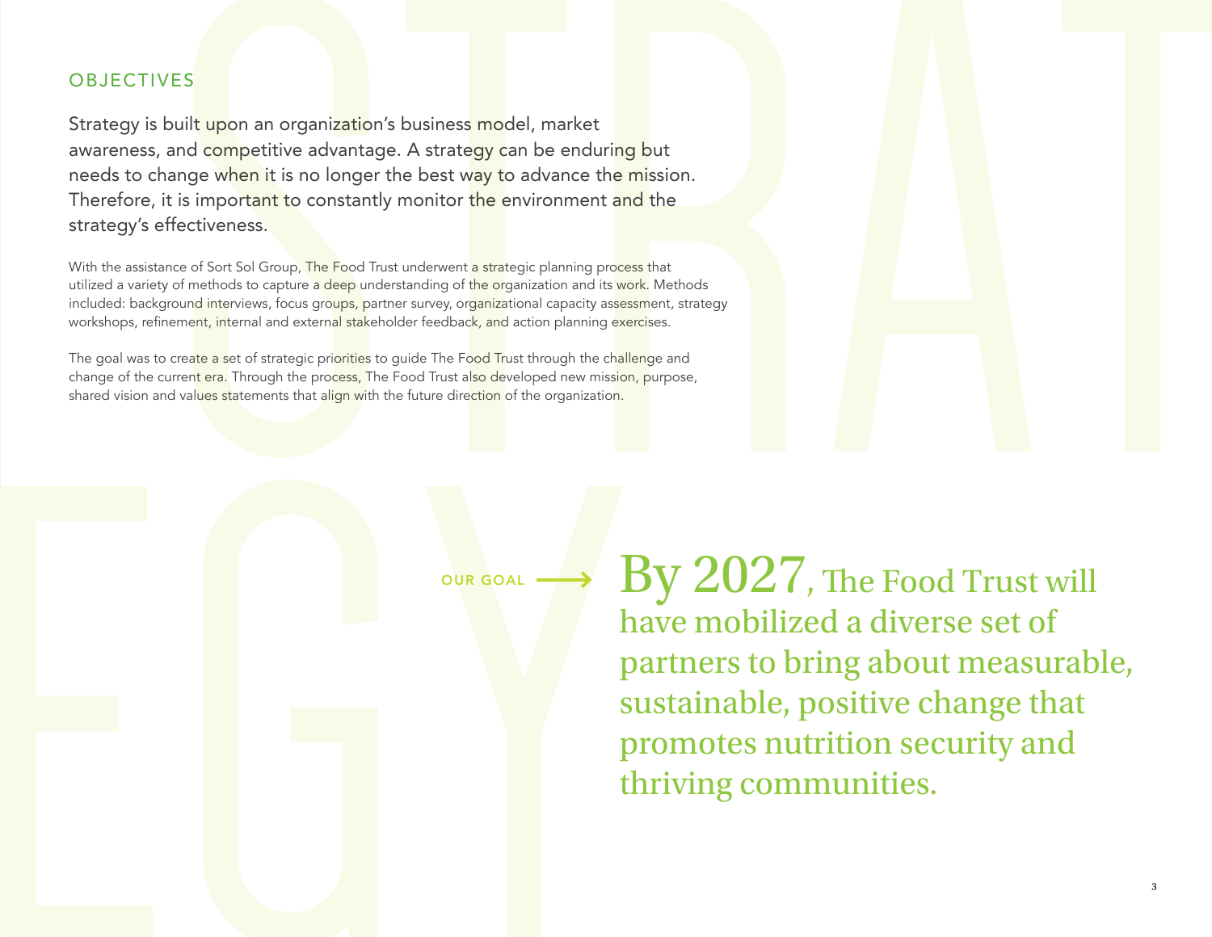## OBJECTIVES

Strategy is built upon an organization's business model, market awareness, and competitive advantage. A strategy can be enduring but needs to change when it is no longer the best way to advance the mission. Therefore, it is important to constantly monitor the environment and the strategy's effectiveness.

With the assistance of Sort Sol Group, The Food Trust underwent a strategic planning process that utilized a variety of methods to capture a deep understanding of the organization and its work. Methods included: background interviews, focus groups, partner survey, organizational capacity assessment, strategy workshops, refinement, internal and external stakeholder feedback, and action planning exercises.

The goal was to create a set of strategic priorities to guide The Food Trust through the challenge and change of the current era. Through the process, The Food Trust also developed new mission, purpose, shared vision and values statements that align with the future direction of the organization.

**OUR GOAL** ⟶ By 2027, The Food Trust will have mobilized a diverse set of partners to bring about measurable, sustainable, positive change that promotes nutrition security and thriving communities.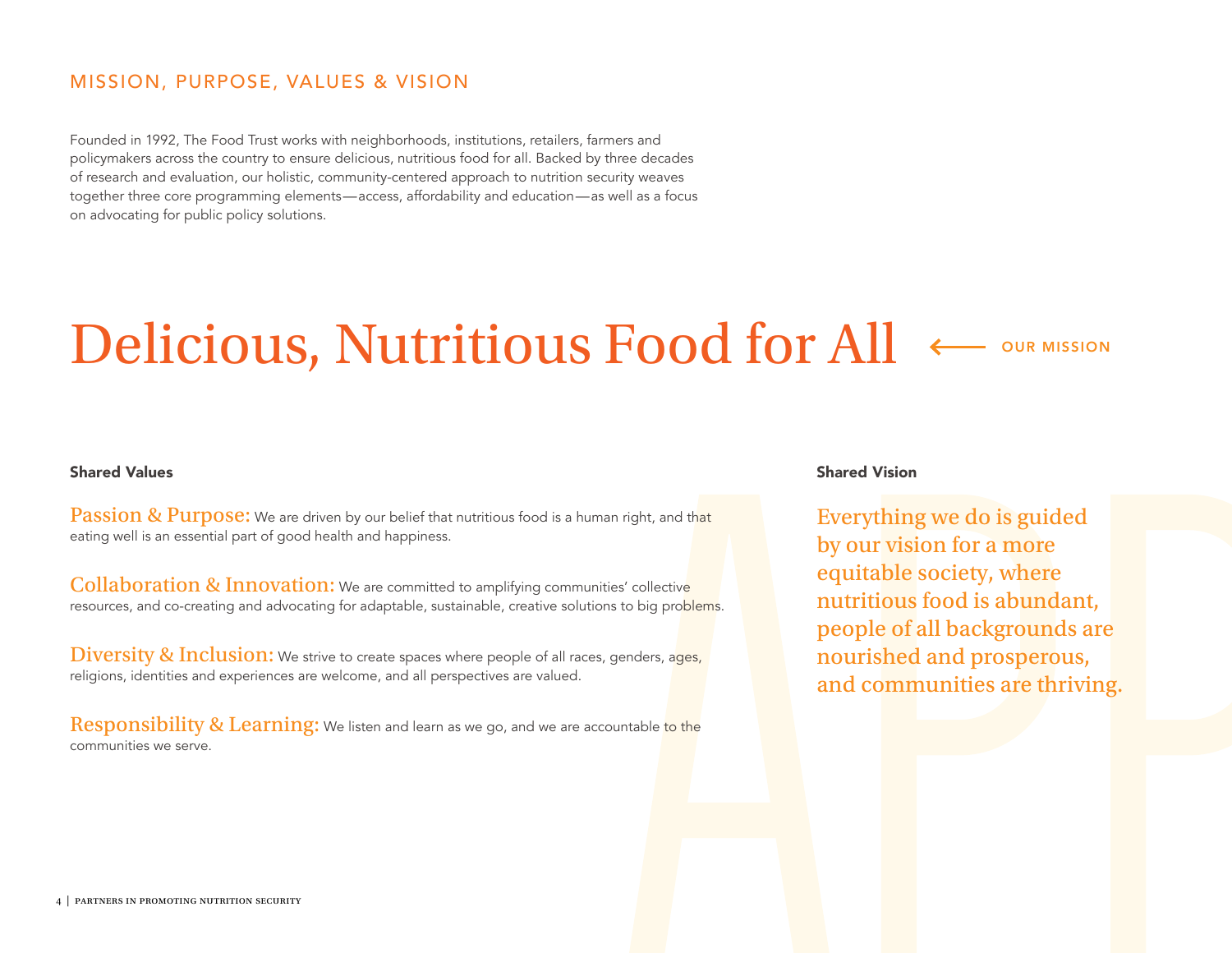## MISSION, PURPOSE, VALUES & VISION

Founded in 1992, The Food Trust works with neighborhoods, institutions, retailers, farmers and policymakers across the country to ensure delicious, nutritious food for all. Backed by three decades of research and evaluation, our holistic, community-centered approach to nutrition security weaves together three core programming elements—access, affordability and education—as well as a focus on advocating for public policy solutions.

# Delicious, Nutritious Food for All ⟵ OUR MISSION

### Shared Values

**Passion & Purpose:** We are driven by our belief that nutritious food is a human right, and that eating well is an essential part of good health and happiness.

**Collaboration & Innovation:** We are committed to amplifying communities' collective resources, and co-creating and advocating for adaptable, sustainable, creative solutions to big problems.

**Diversity & Inclusion:** We strive to create spaces where people of all races, genders, ages, religions, identities and experiences are welcome, and all perspectives are valued.

**Responsibility & Learning:** We listen and learn as we go, and we are accountable to the communities we serve.

### Shared Vision

Everything we do is guided by our vision for a more equitable society, where nutritious food is abundant, people of all backgrounds are nourished and prosperous, and communities are thriving.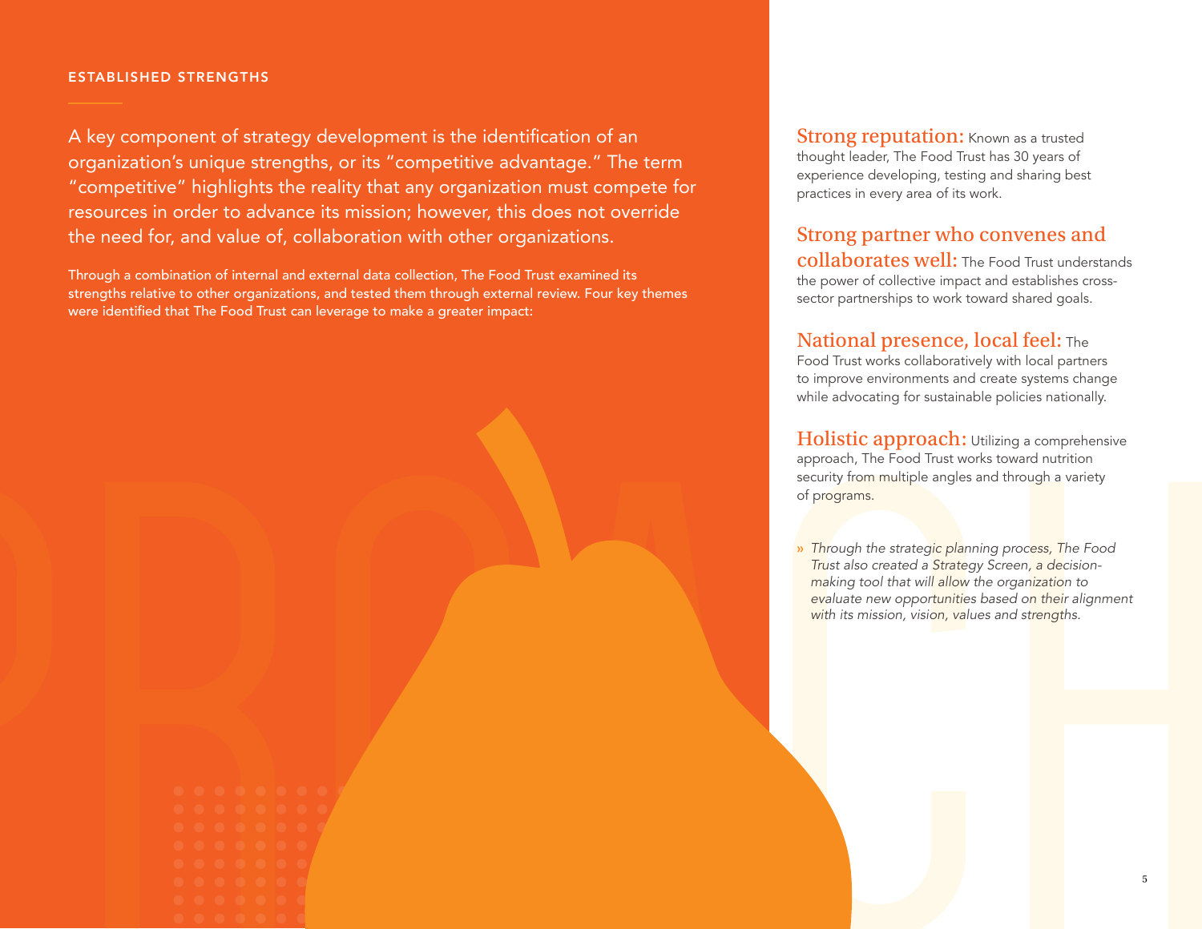## ESTABLISHED STRENGTHS

A key component of strategy development is the identification of an organization's unique strengths, or its "competitive advantage." The term "competitive" highlights the reality that any organization must compete for resources in order to advance its mission; however, this does not override the need for, and value of, collaboration with other organizations.

Through a combination of internal and external data collection, The Food Trust examined its strengths relative to other organizations, and tested them through external review. Four key themes were identified that The Food Trust can leverage to make a greater impact:

**Strong reputation:** Known as a trusted thought leader, The Food Trust has 30 years of experience developing, testing and sharing best practices in every area of its work.

**Strong partner who convenes and collaborates well:** The Food Trust understands the power of collective impact and establishes cross-sector partnerships to work toward shared goals.

**National presence, local feel:** The Food Trust works collaboratively with local partners to improve environments and create systems change while advocating for sustainable policies nationally.

**Holistic approach:** Utilizing a comprehensive approach, The Food Trust works toward nutrition security from multiple angles and through a variety of programs.

» *Through the strategic planning process, The Food Trust also created a Strategy Screen, a decision-making tool that will allow the organization to evaluate new opportunities based on their alignment with its mission, vision, values and strengths.*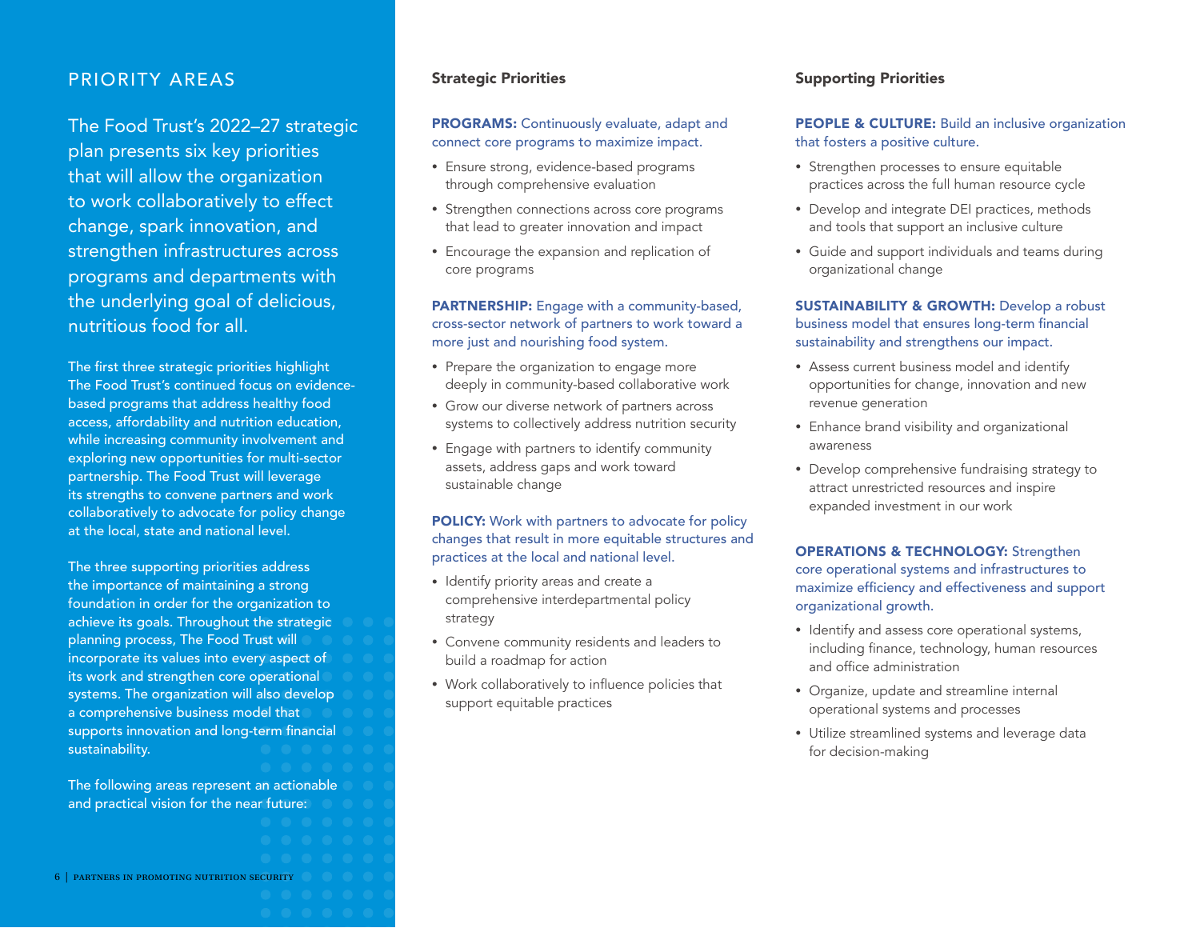# PRIORITY AREAS

The Food Trust's 2022–27 strategic plan presents six key priorities that will allow the organization to work collaboratively to effect change, spark innovation, and strengthen infrastructures across programs and departments with the underlying goal of delicious, nutritious food for all.

The first three strategic priorities highlight The Food Trust's continued focus on evidence-based programs that address healthy food access, affordability and nutrition education, while increasing community involvement and exploring new opportunities for multi-sector partnership. The Food Trust will leverage its strengths to convene partners and work collaboratively to advocate for policy change at the local, state and national level.

The three supporting priorities address the importance of maintaining a strong foundation in order for the organization to achieve its goals. Throughout the strategic planning process, The Food Trust will incorporate its values into every aspect of its work and strengthen core operational systems. The organization will also develop a comprehensive business model that supports innovation and long-term financial sustainability.

The following areas represent an actionable and practical vision for the near future:

## Strategic Priorities

**PROGRAMS:** Continuously evaluate, adapt and connect core programs to maximize impact.

- Ensure strong, evidence-based programs through comprehensive evaluation
- Strengthen connections across core programs that lead to greater innovation and impact
- Encourage the expansion and replication of core programs

**PARTNERSHIP:** Engage with a community-based, cross-sector network of partners to work toward a more just and nourishing food system.

- Prepare the organization to engage more deeply in community-based collaborative work
- Grow our diverse network of partners across systems to collectively address nutrition security
- Engage with partners to identify community assets, address gaps and work toward sustainable change

**POLICY:** Work with partners to advocate for policy changes that result in more equitable structures and practices at the local and national level.

- Identify priority areas and create a comprehensive interdepartmental policy strategy
- Convene community residents and leaders to build a roadmap for action
- Work collaboratively to influence policies that support equitable practices

## Supporting Priorities

**PEOPLE & CULTURE:** Build an inclusive organization that fosters a positive culture.

- Strengthen processes to ensure equitable practices across the full human resource cycle
- Develop and integrate DEI practices, methods and tools that support an inclusive culture
- Guide and support individuals and teams during organizational change

**SUSTAINABILITY & GROWTH:** Develop a robust business model that ensures long-term financial sustainability and strengthens our impact.

- Assess current business model and identify opportunities for change, innovation and new revenue generation
- Enhance brand visibility and organizational awareness
- Develop comprehensive fundraising strategy to attract unrestricted resources and inspire expanded investment in our work

**OPERATIONS & TECHNOLOGY:** Strengthen core operational systems and infrastructures to maximize efficiency and effectiveness and support organizational growth.

- Identify and assess core operational systems, including finance, technology, human resources and office administration
- Organize, update and streamline internal operational systems and processes
- Utilize streamlined systems and leverage data for decision-making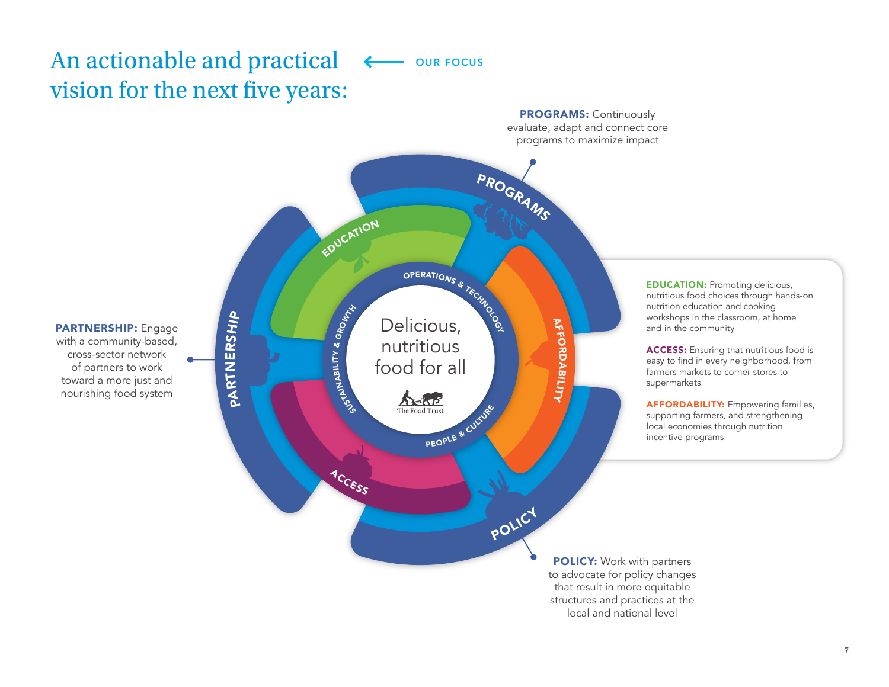# An actionable and practical vision for the next five years:

**OUR FOCUS**

Delicious, nutritious food for all

The Food Trust

OPERATIONS & TECHNOLOGY · PEOPLE & CULTURE · SUSTAINABILITY & GROWTH

EDUCATION · AFFORDABILITY · ACCESS

PROGRAMS · POLICY · PARTNERSHIP

**PROGRAMS:** Continuously evaluate, adapt and connect core programs to maximize impact

**PARTNERSHIP:** Engage with a community-based, cross-sector network of partners to work toward a more just and nourishing food system

**EDUCATION:** Promoting delicious, nutritious food choices through hands-on nutrition education and cooking workshops in the classroom, at home and in the community

**ACCESS:** Ensuring that nutritious food is easy to find in every neighborhood, from farmers markets to corner stores to supermarkets

**AFFORDABILITY:** Empowering families, supporting farmers, and strengthening local economies through nutrition incentive programs

**POLICY:** Work with partners to advocate for policy changes that result in more equitable structures and practices at the local and national level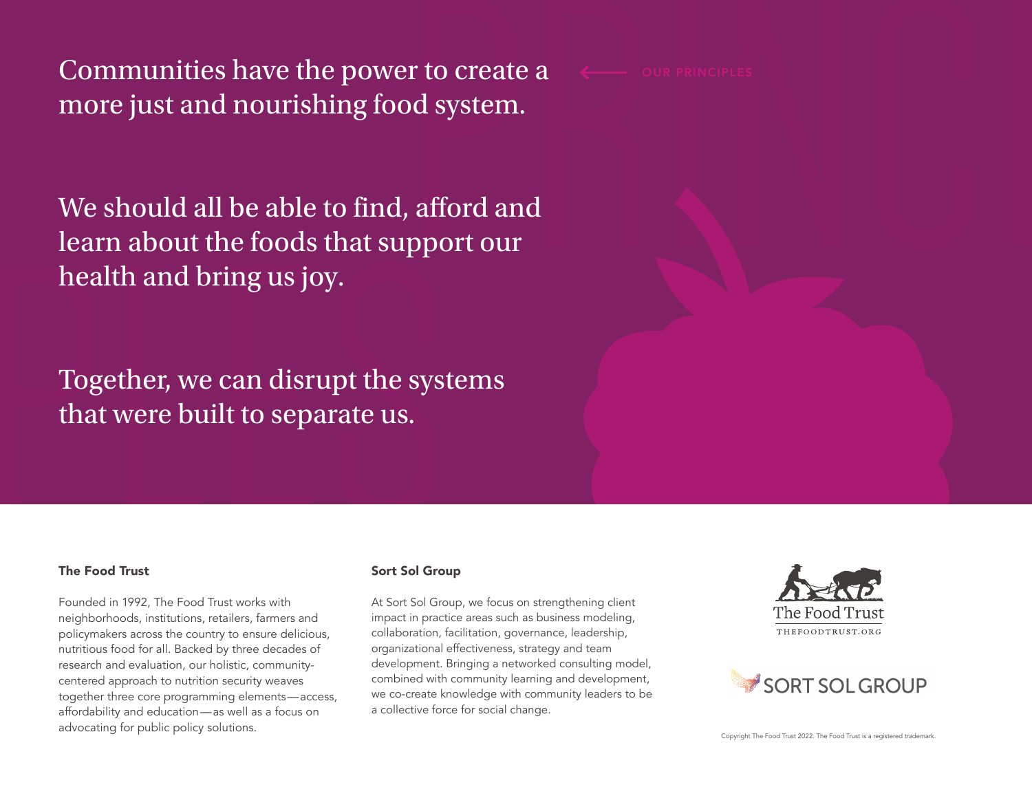Communities have the power to create a more just and nourishing food system.

OUR PRINCIPLES

We should all be able to find, afford and learn about the foods that support our health and bring us joy.

Together, we can disrupt the systems that were built to separate us.

**The Food Trust**

Founded in 1992, The Food Trust works with neighborhoods, institutions, retailers, farmers and policymakers across the country to ensure delicious, nutritious food for all. Backed by three decades of research and evaluation, our holistic, community-centered approach to nutrition security weaves together three core programming elements—access, affordability and education—as well as a focus on advocating for public policy solutions.

**Sort Sol Group**

At Sort Sol Group, we focus on strengthening client impact in practice areas such as business modeling, collaboration, facilitation, governance, leadership, organizational effectiveness, strategy and team development. Bringing a networked consulting model, combined with community learning and development, we co-create knowledge with community leaders to be a collective force for social change.

The Food Trust
THEFOODTRUST.ORG

SORT SOL GROUP

Copyright The Food Trust 2022. The Food Trust is a registered trademark.